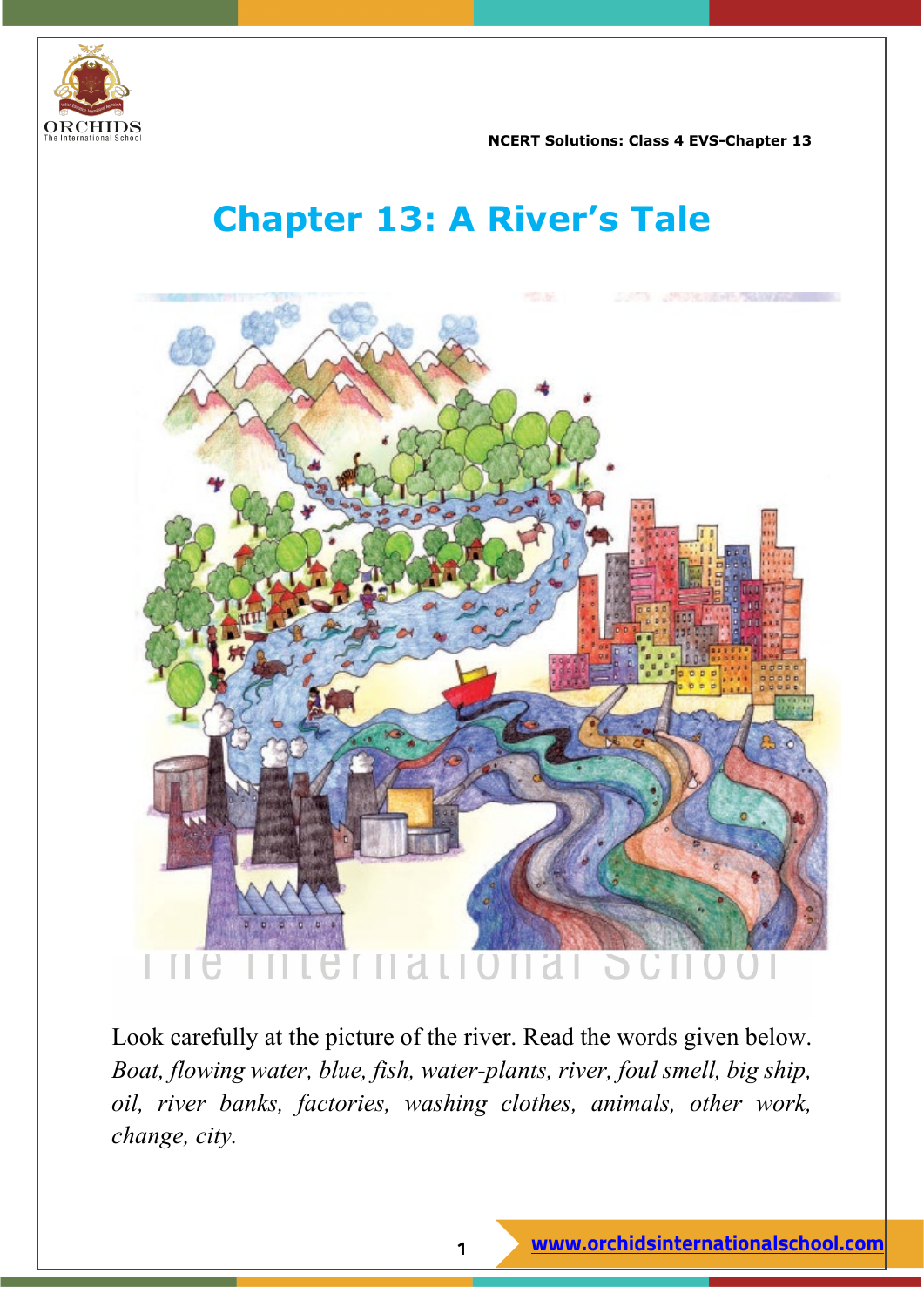# Chapter 13: A River's Tale

Look carefully at the picture of the river. Read the words given below. *Boat, flowing water, blue, fish, water-plants, river, foul smell, big ship, oil, river banks, factories, washing clothes, animals, other work, change, city.*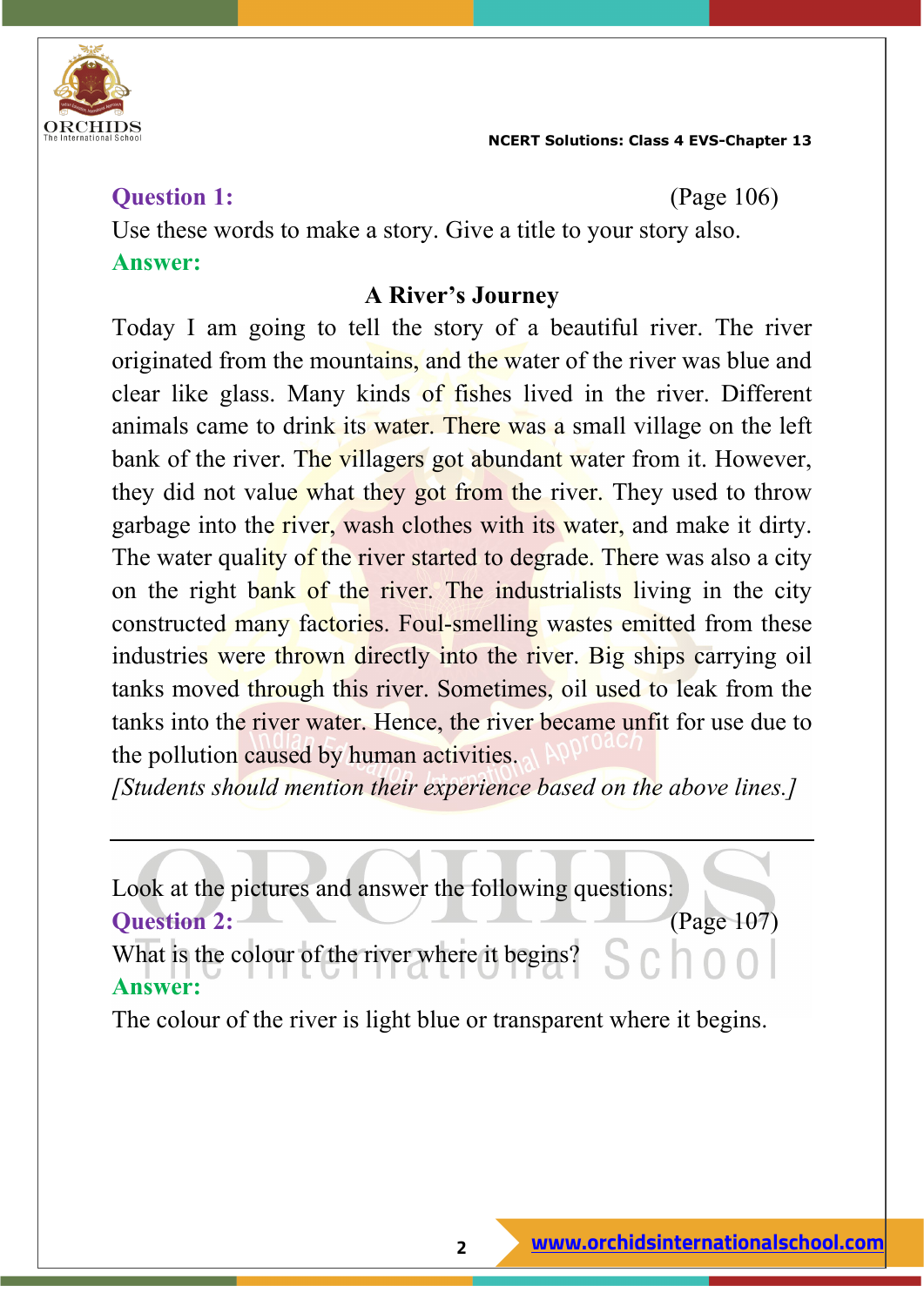**Question 1:** (Page 106)

Use these words to make a story. Give a title to your story also.

**Answer:**

**A River's Journey**

Today I am going to tell the story of a beautiful river. The river originated from the mountains, and the water of the river was blue and clear like glass. Many kinds of fishes lived in the river. Different animals came to drink its water. There was a small village on the left bank of the river. The villagers got abundant water from it. However, they did not value what they got from the river. They used to throw garbage into the river, wash clothes with its water, and make it dirty. The water quality of the river started to degrade. There was also a city on the right bank of the river. The industrialists living in the city constructed many factories. Foul-smelling wastes emitted from these industries were thrown directly into the river. Big ships carrying oil tanks moved through this river. Sometimes, oil used to leak from the tanks into the river water. Hence, the river became unfit for use due to the pollution caused by human activities.

*[Students should mention their experience based on the above lines.]*

---

Look at the pictures and answer the following questions:

**Question 2:** (Page 107)

What is the colour of the river where it begins?

**Answer:**

The colour of the river is light blue or transparent where it begins.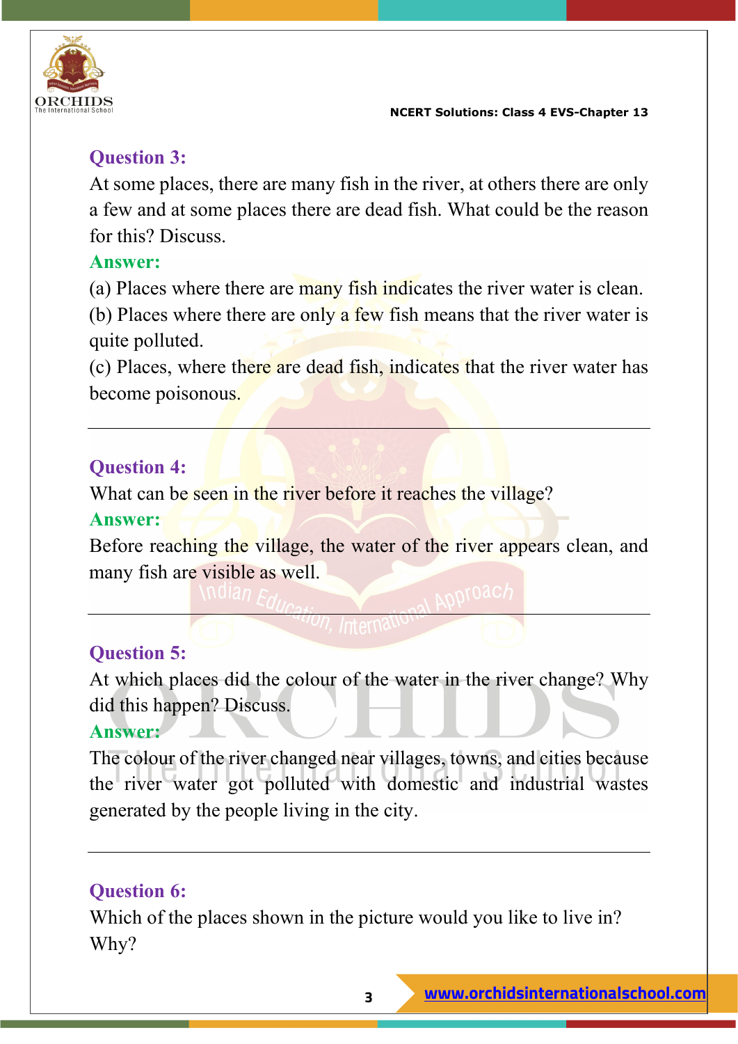**Question 3:**

At some places, there are many fish in the river, at others there are only a few and at some places there are dead fish. What could be the reason for this? Discuss.

**Answer:**

(a) Places where there are many fish indicates the river water is clean.

(b) Places where there are only a few fish means that the river water is quite polluted.

(c) Places, where there are dead fish, indicates that the river water has become poisonous.

---

**Question 4:**

What can be seen in the river before it reaches the village?

**Answer:**

Before reaching the village, the water of the river appears clean, and many fish are visible as well.

---

**Question 5:**

At which places did the colour of the water in the river change? Why did this happen? Discuss.

**Answer:**

The colour of the river changed near villages, towns, and cities because the river water got polluted with domestic and industrial wastes generated by the people living in the city.

---

**Question 6:**

Which of the places shown in the picture would you like to live in? Why?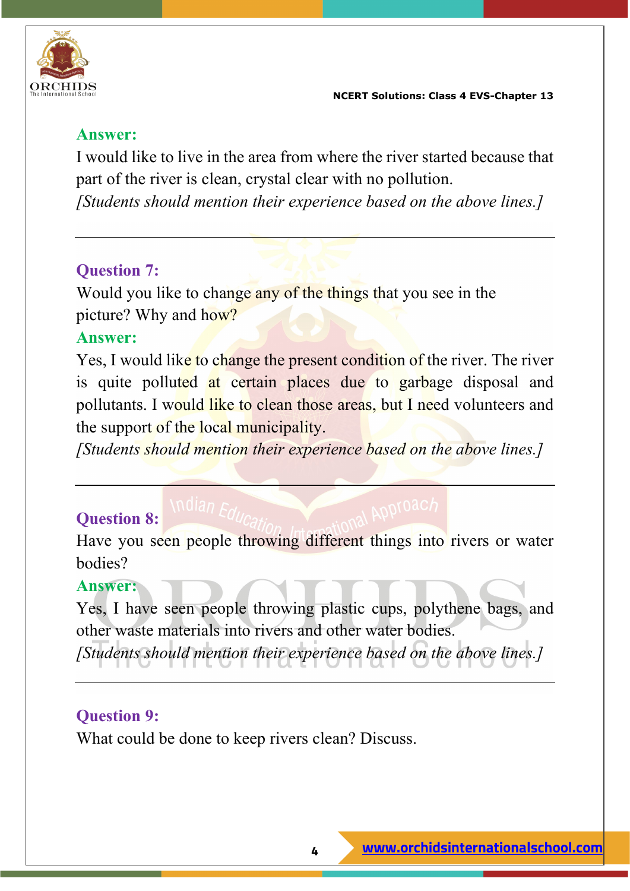**Answer:**

I would like to live in the area from where the river started because that part of the river is clean, crystal clear with no pollution.

*[Students should mention their experience based on the above lines.]*

---

**Question 7:**

Would you like to change any of the things that you see in the picture? Why and how?

**Answer:**

Yes, I would like to change the present condition of the river. The river is quite polluted at certain places due to garbage disposal and pollutants. I would like to clean those areas, but I need volunteers and the support of the local municipality.

*[Students should mention their experience based on the above lines.]*

---

**Question 8:**

Have you seen people throwing different things into rivers or water bodies?

**Answer:**

Yes, I have seen people throwing plastic cups, polythene bags, and other waste materials into rivers and other water bodies.

*[Students should mention their experience based on the above lines.]*

---

**Question 9:**

What could be done to keep rivers clean? Discuss.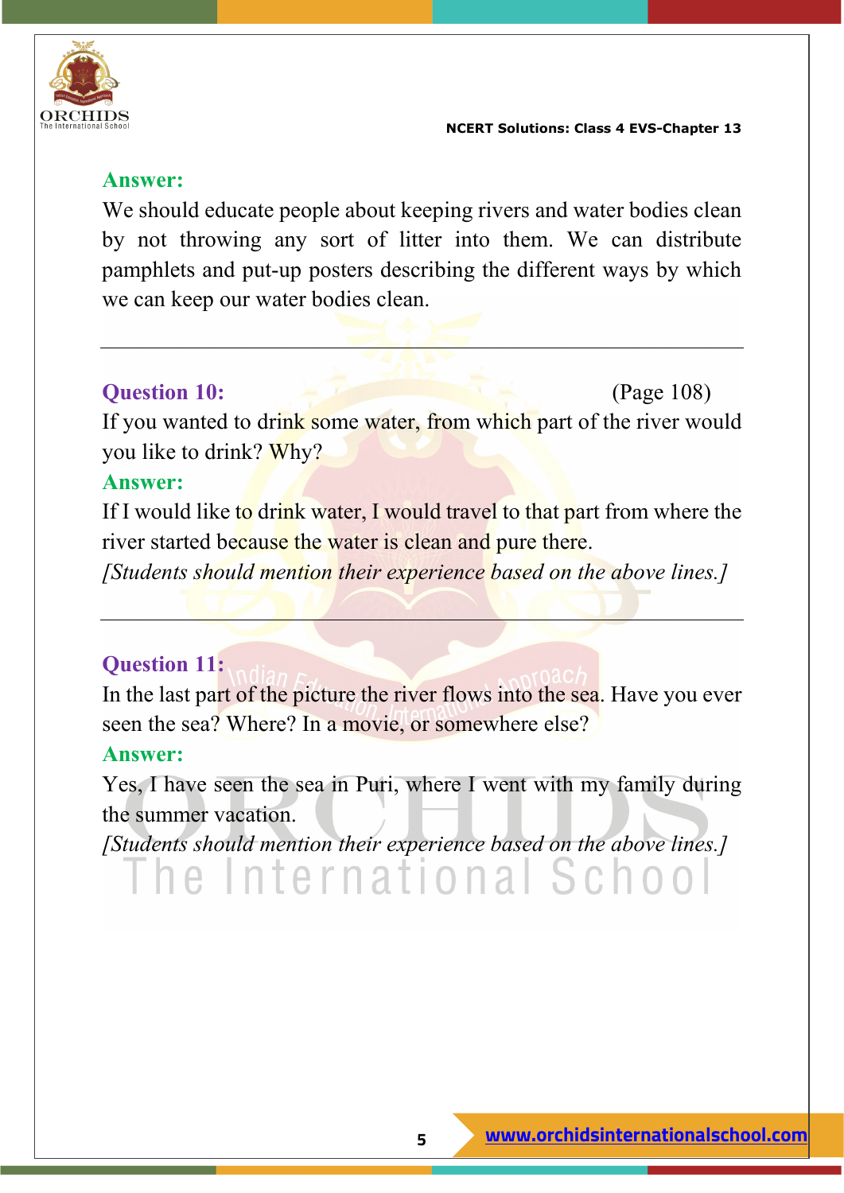**Answer:**

We should educate people about keeping rivers and water bodies clean by not throwing any sort of litter into them. We can distribute pamphlets and put-up posters describing the different ways by which we can keep our water bodies clean.

---

**Question 10:** (Page 108)

If you wanted to drink some water, from which part of the river would you like to drink? Why?

**Answer:**

If I would like to drink water, I would travel to that part from where the river started because the water is clean and pure there.

*[Students should mention their experience based on the above lines.]*

---

**Question 11:**

In the last part of the picture the river flows into the sea. Have you ever seen the sea? Where? In a movie, or somewhere else?

**Answer:**

Yes, I have seen the sea in Puri, where I went with my family during the summer vacation.

*[Students should mention their experience based on the above lines.]*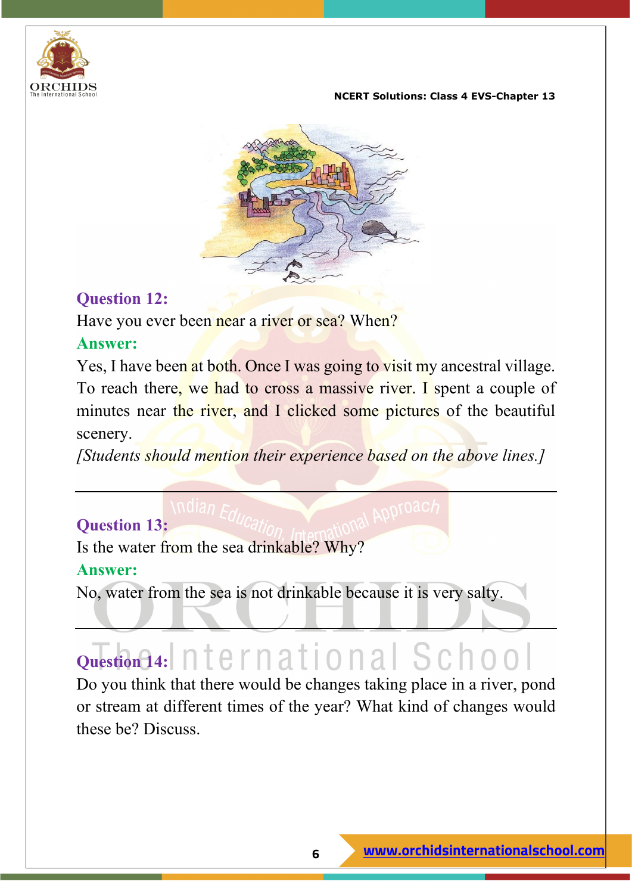**Question 12:**

Have you ever been near a river or sea? When?

**Answer:**

Yes, I have been at both. Once I was going to visit my ancestral village. To reach there, we had to cross a massive river. I spent a couple of minutes near the river, and I clicked some pictures of the beautiful scenery.

*[Students should mention their experience based on the above lines.]*

---

**Question 13:**

Is the water from the sea drinkable? Why?

**Answer:**

No, water from the sea is not drinkable because it is very salty.

---

**Question 14:**

Do you think that there would be changes taking place in a river, pond or stream at different times of the year? What kind of changes would these be? Discuss.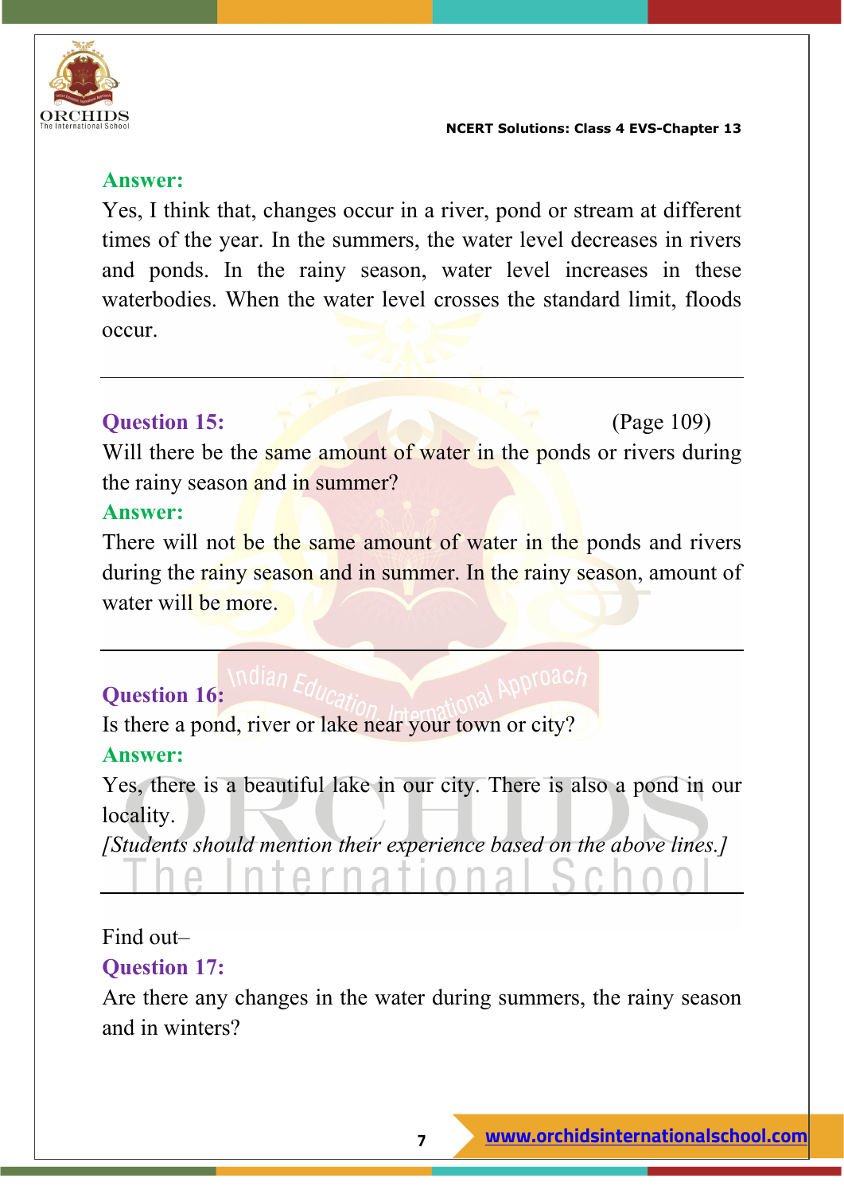**Answer:**

Yes, I think that, changes occur in a river, pond or stream at different times of the year. In the summers, the water level decreases in rivers and ponds. In the rainy season, water level increases in these waterbodies. When the water level crosses the standard limit, floods occur.

---

**Question 15:** (Page 109)

Will there be the same amount of water in the ponds or rivers during the rainy season and in summer?

**Answer:**

There will not be the same amount of water in the ponds and rivers during the rainy season and in summer. In the rainy season, amount of water will be more.

---

**Question 16:**

Is there a pond, river or lake near your town or city?

**Answer:**

Yes, there is a beautiful lake in our city. There is also a pond in our locality.

*[Students should mention their experience based on the above lines.]*

---

Find out–

**Question 17:**

Are there any changes in the water during summers, the rainy season and in winters?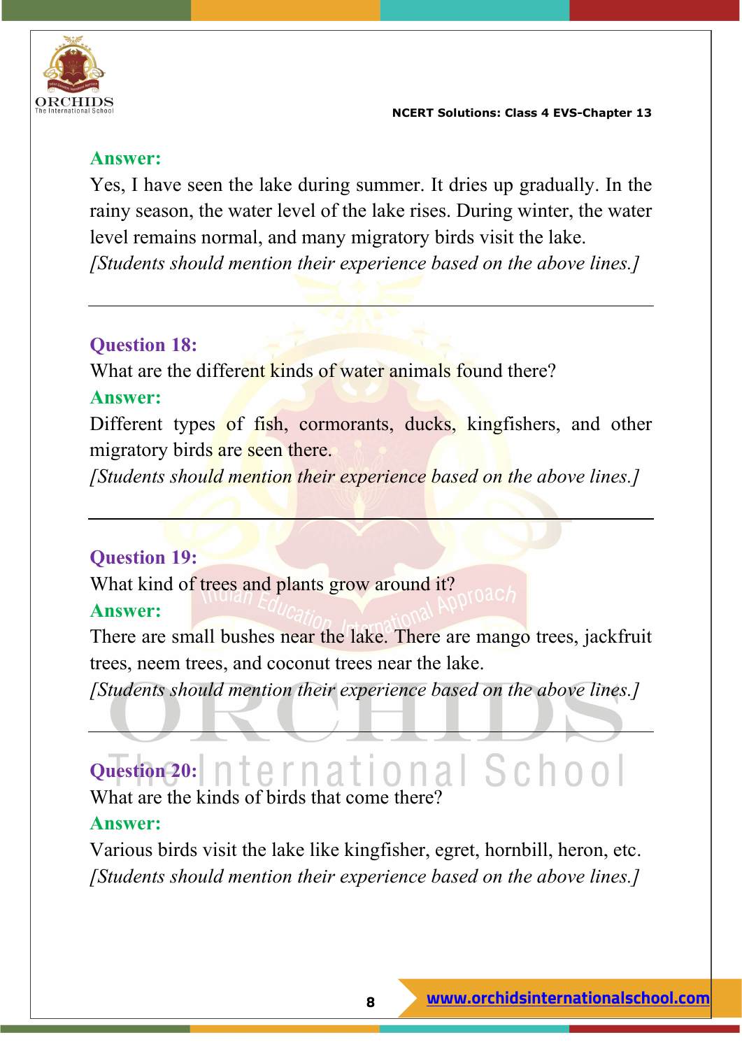**Answer:**

Yes, I have seen the lake during summer. It dries up gradually. In the rainy season, the water level of the lake rises. During winter, the water level remains normal, and many migratory birds visit the lake.

*[Students should mention their experience based on the above lines.]*

---

**Question 18:**

What are the different kinds of water animals found there?

**Answer:**

Different types of fish, cormorants, ducks, kingfishers, and other migratory birds are seen there.

*[Students should mention their experience based on the above lines.]*

---

**Question 19:**

What kind of trees and plants grow around it?

**Answer:**

There are small bushes near the lake. There are mango trees, jackfruit trees, neem trees, and coconut trees near the lake.

*[Students should mention their experience based on the above lines.]*

---

**Question 20:**

What are the kinds of birds that come there?

**Answer:**

Various birds visit the lake like kingfisher, egret, hornbill, heron, etc.

*[Students should mention their experience based on the above lines.]*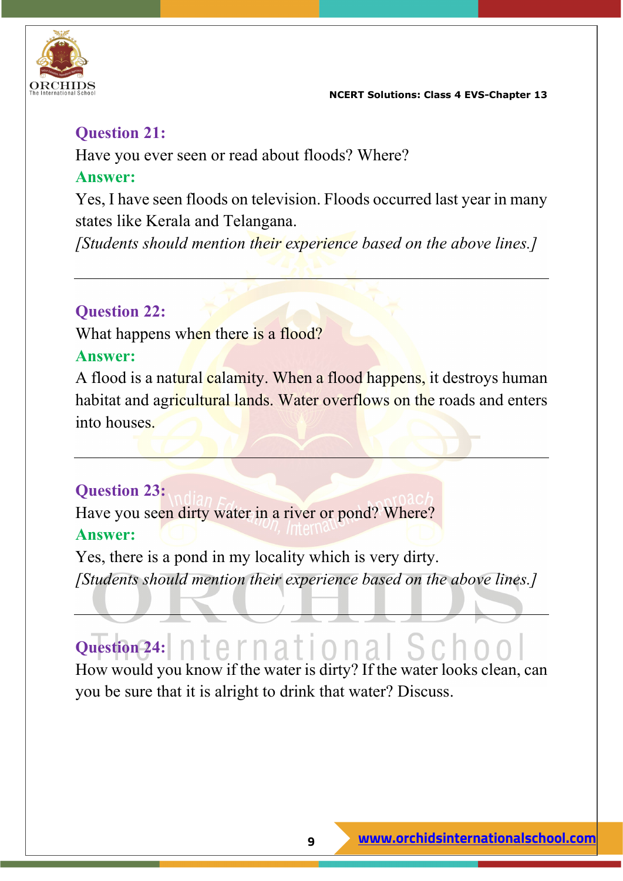**Question 21:**

Have you ever seen or read about floods? Where?

**Answer:**

Yes, I have seen floods on television. Floods occurred last year in many states like Kerala and Telangana.

*[Students should mention their experience based on the above lines.]*

---

**Question 22:**

What happens when there is a flood?

**Answer:**

A flood is a natural calamity. When a flood happens, it destroys human habitat and agricultural lands. Water overflows on the roads and enters into houses.

---

**Question 23:**

Have you seen dirty water in a river or pond? Where?

**Answer:**

Yes, there is a pond in my locality which is very dirty.

*[Students should mention their experience based on the above lines.]*

---

**Question 24:**

How would you know if the water is dirty? If the water looks clean, can you be sure that it is alright to drink that water? Discuss.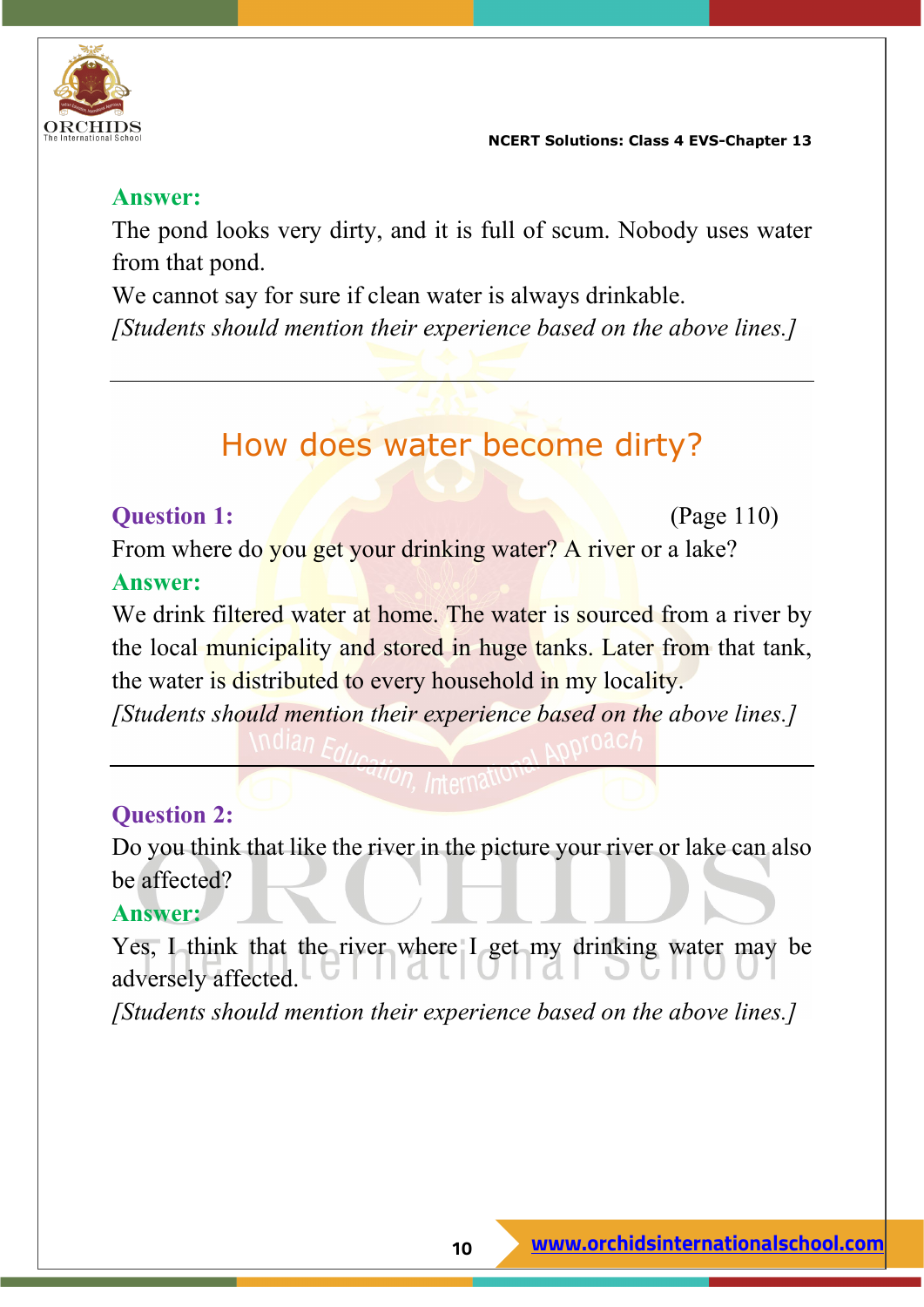**Answer:**

The pond looks very dirty, and it is full of scum. Nobody uses water from that pond.

We cannot say for sure if clean water is always drinkable.

*[Students should mention their experience based on the above lines.]*

---

## How does water become dirty?

**Question 1:** (Page 110)

From where do you get your drinking water? A river or a lake?

**Answer:**

We drink filtered water at home. The water is sourced from a river by the local municipality and stored in huge tanks. Later from that tank, the water is distributed to every household in my locality.

*[Students should mention their experience based on the above lines.]*

---

**Question 2:**

Do you think that like the river in the picture your river or lake can also be affected?

**Answer:**

Yes, I think that the river where I get my drinking water may be adversely affected.

*[Students should mention their experience based on the above lines.]*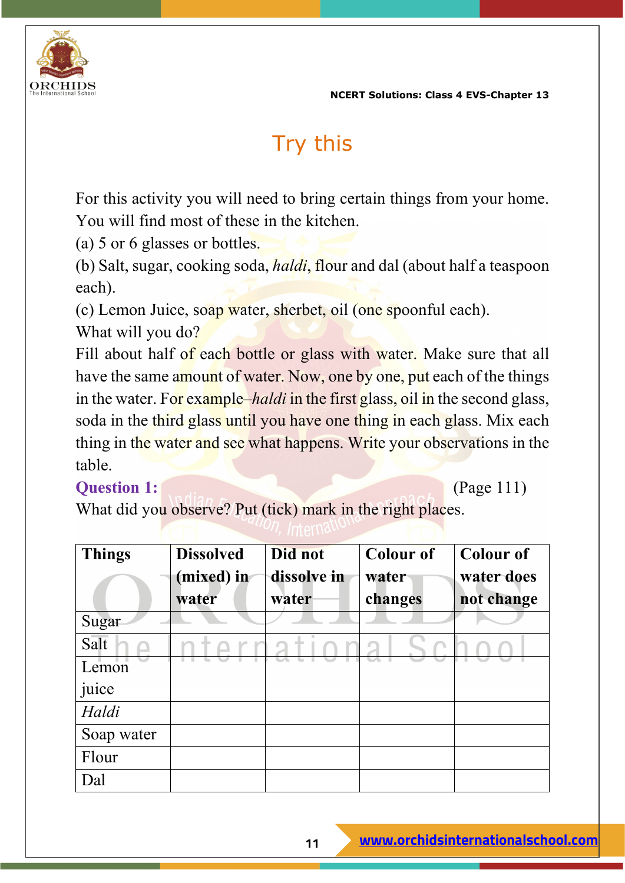# Try this

For this activity you will need to bring certain things from your home. You will find most of these in the kitchen.

(a) 5 or 6 glasses or bottles.

(b) Salt, sugar, cooking soda, *haldi*, flour and dal (about half a teaspoon each).

(c) Lemon Juice, soap water, sherbet, oil (one spoonful each).

What will you do?

Fill about half of each bottle or glass with water. Make sure that all have the same amount of water. Now, one by one, put each of the things in the water. For example–*haldi* in the first glass, oil in the second glass, soda in the third glass until you have one thing in each glass. Mix each thing in the water and see what happens. Write your observations in the table.

**Question 1:** (Page 111)

What did you observe? Put (tick) mark in the right places.

| Things | Dissolved (mixed) in water | Did not dissolve in water | Colour of water changes | Colour of water does not change |
|---|---|---|---|---|
| Sugar | | | | |
| Salt | | | | |
| Lemon juice | | | | |
| *Haldi* | | | | |
| Soap water | | | | |
| Flour | | | | |
| Dal | | | | |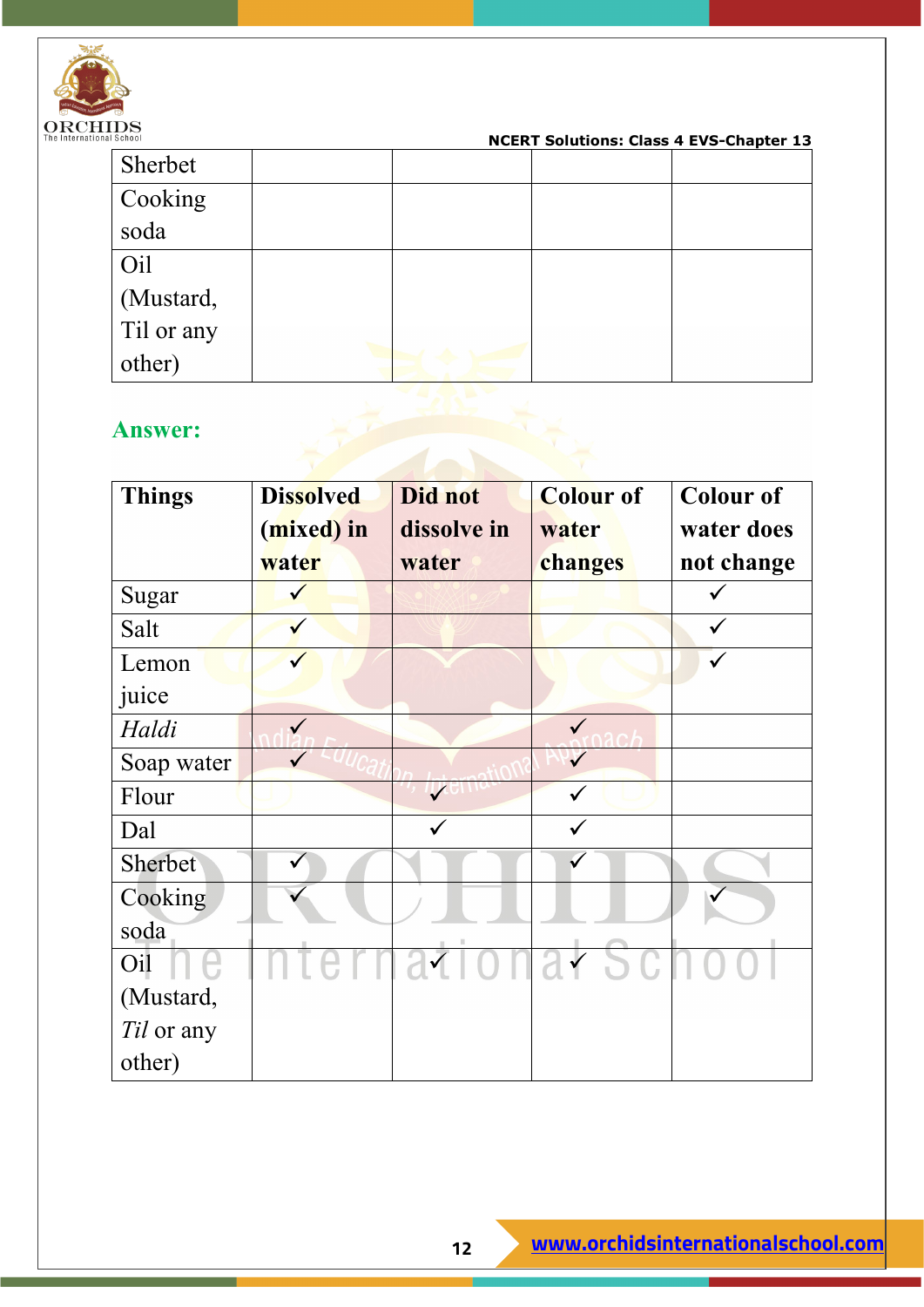| Sherbet | | | | |
|---|---|---|---|---|
| Cooking soda | | | | |
| Oil (Mustard, Til or any other) | | | | |

**Answer:**

| Things | Dissolved (mixed) in water | Did not dissolve in water | Colour of water changes | Colour of water does not change |
|---|---|---|---|---|
| Sugar | ✓ | | | ✓ |
| Salt | ✓ | | | ✓ |
| Lemon juice | ✓ | | | ✓ |
| *Haldi* | ✓ | | ✓ | |
| Soap water | ✓ | | ✓ | |
| Flour | | ✓ | ✓ | |
| Dal | | ✓ | ✓ | |
| Sherbet | ✓ | | ✓ | |
| Cooking soda | ✓ | | | ✓ |
| Oil (Mustard, *Til* or any other) | | ✓ | ✓ | |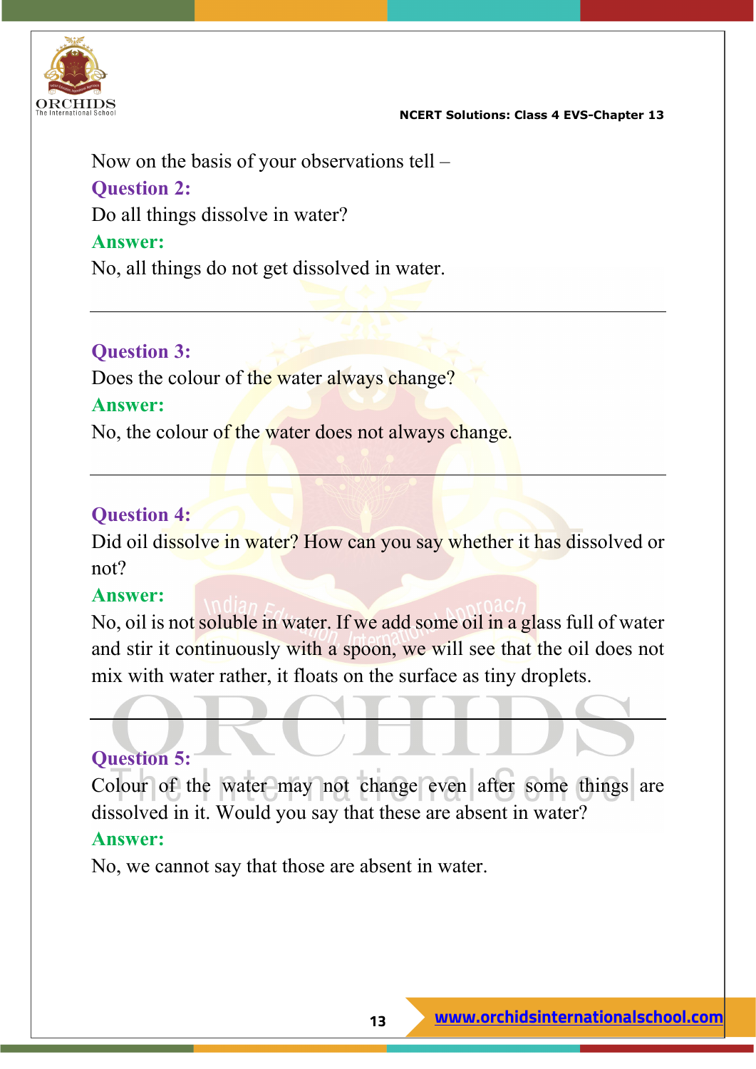Now on the basis of your observations tell –

**Question 2:**

Do all things dissolve in water?

**Answer:**

No, all things do not get dissolved in water.

---

**Question 3:**

Does the colour of the water always change?

**Answer:**

No, the colour of the water does not always change.

---

**Question 4:**

Did oil dissolve in water? How can you say whether it has dissolved or not?

**Answer:**

No, oil is not soluble in water. If we add some oil in a glass full of water and stir it continuously with a spoon, we will see that the oil does not mix with water rather, it floats on the surface as tiny droplets.

---

**Question 5:**

Colour of the water may not change even after some things are dissolved in it. Would you say that these are absent in water?

**Answer:**

No, we cannot say that those are absent in water.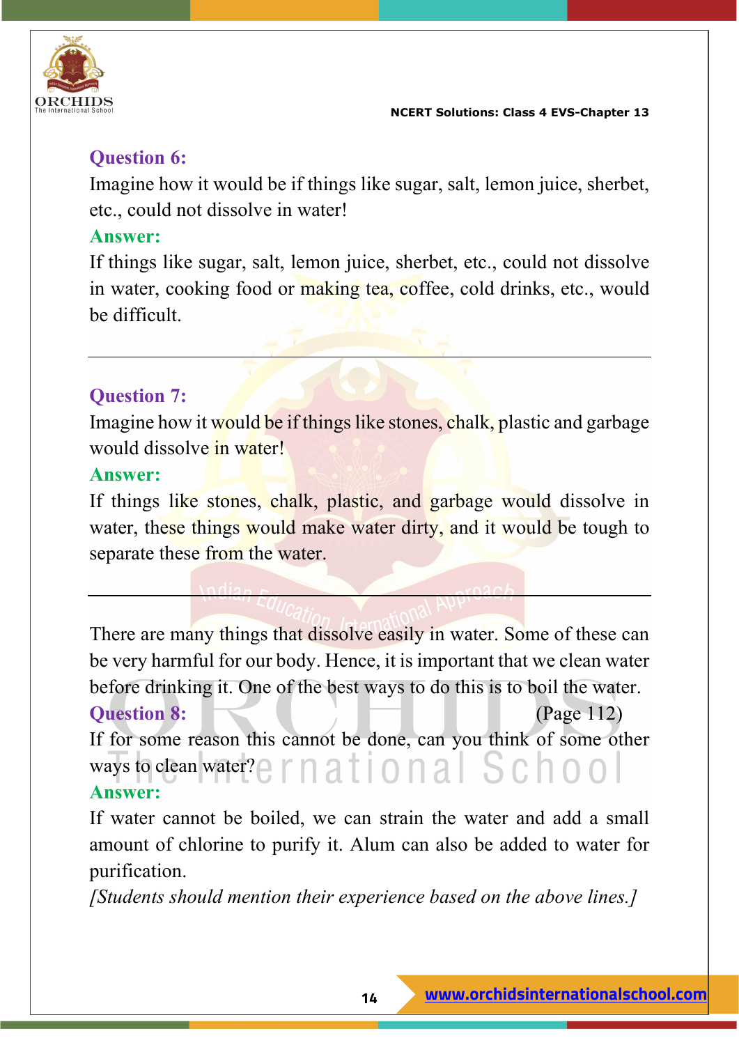**Question 6:**

Imagine how it would be if things like sugar, salt, lemon juice, sherbet, etc., could not dissolve in water!

**Answer:**

If things like sugar, salt, lemon juice, sherbet, etc., could not dissolve in water, cooking food or making tea, coffee, cold drinks, etc., would be difficult.

---

**Question 7:**

Imagine how it would be if things like stones, chalk, plastic and garbage would dissolve in water!

**Answer:**

If things like stones, chalk, plastic, and garbage would dissolve in water, these things would make water dirty, and it would be tough to separate these from the water.

---

There are many things that dissolve easily in water. Some of these can be very harmful for our body. Hence, it is important that we clean water before drinking it. One of the best ways to do this is to boil the water.

**Question 8:** (Page 112)

If for some reason this cannot be done, can you think of some other ways to clean water?

**Answer:**

If water cannot be boiled, we can strain the water and add a small amount of chlorine to purify it. Alum can also be added to water for purification.

*[Students should mention their experience based on the above lines.]*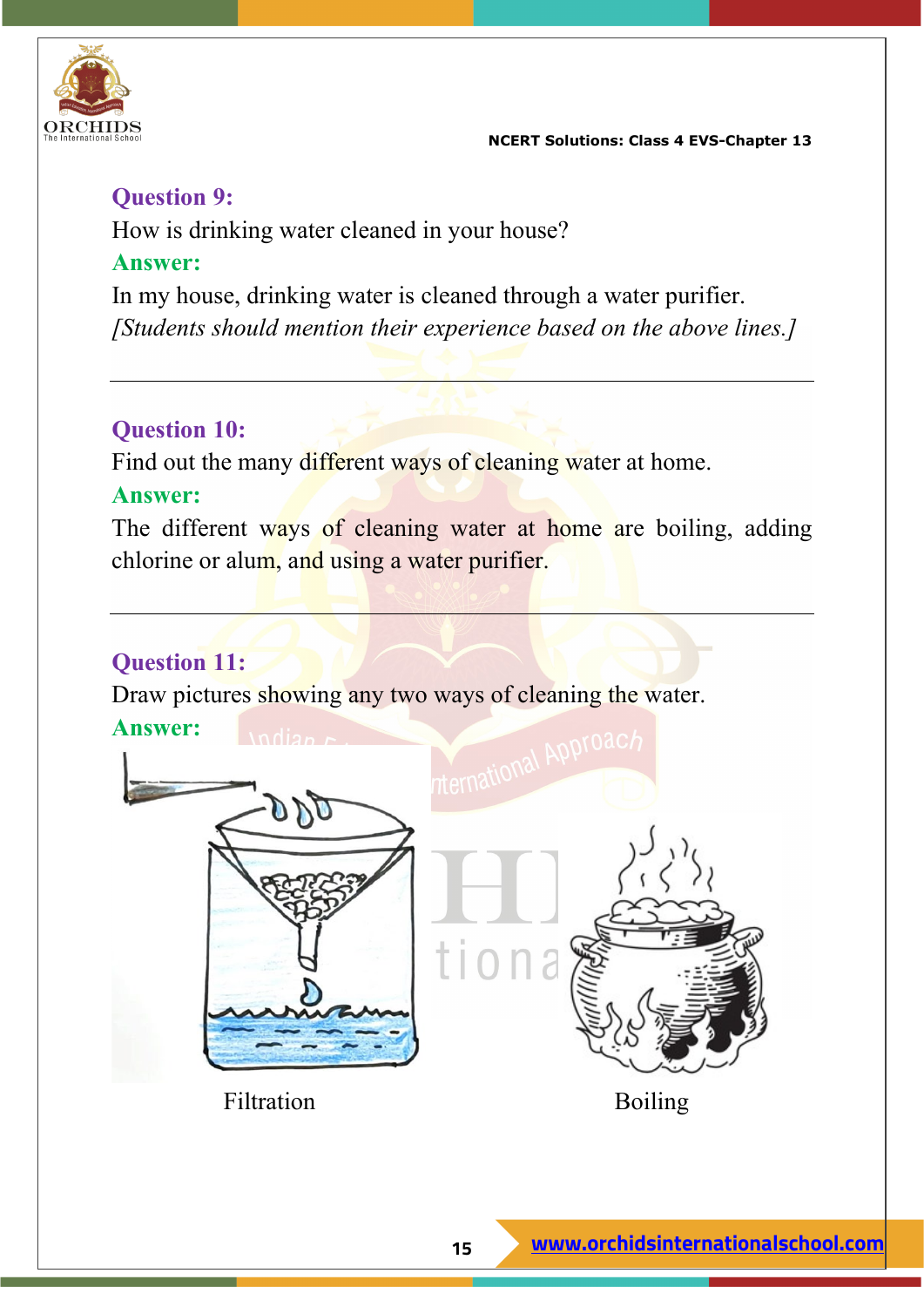## Question 9:

How is drinking water cleaned in your house?

**Answer:**

In my house, drinking water is cleaned through a water purifier.

*[Students should mention their experience based on the above lines.]*

---

## Question 10:

Find out the many different ways of cleaning water at home.

**Answer:**

The different ways of cleaning water at home are boiling, adding chlorine or alum, and using a water purifier.

---

## Question 11:

Draw pictures showing any two ways of cleaning the water.

**Answer:**

Filtration

Boiling